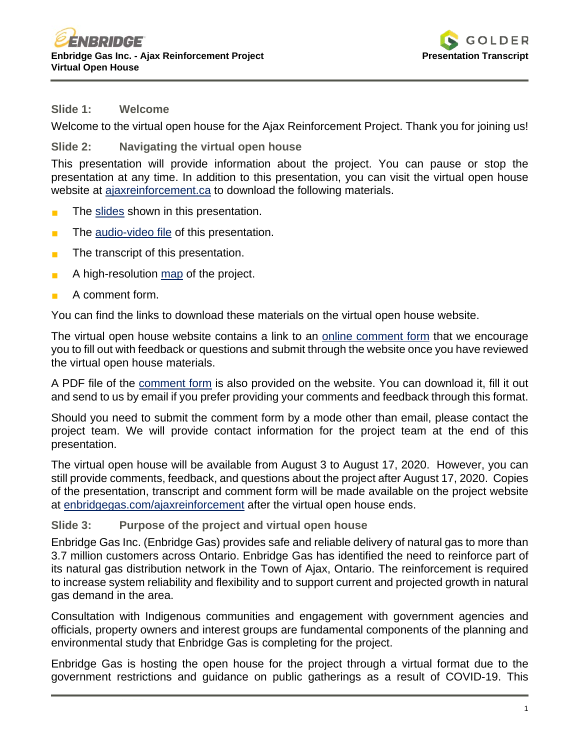### Slide 1: Welcome

Welcome to the virtual open house for the Ajax Reinforcement Project. Thank you for joining us!

### Slide 2: Navigating the virtual open house

This presentation will provide information about the project. You can pause or stop the presentation at any time. In addition to this presentation, you can visit the virtual open house website at ajaxreinforcement.ca to download the following materials.

- The slides shown in this presentation.
- The audio-video file of this presentation.
- The transcript of this presentation.
- A high-resolution map of the project.
- A comment form.

You can find the links to download these materials on the virtual open house website.

The virtual open house website contains a link to an online comment form that we encourage you to fill out with feedback or questions and submit through the website once you have reviewed the virtual open house materials.

A PDF file of the comment form is also provided on the website. You can download it, fill it out and send to us by email if you prefer providing your comments and feedback through this format.

Should you need to submit the comment form by a mode other than email, please contact the project team. We will provide contact information for the project team at the end of this presentation.

The virtual open house will be available from August 3 to August 17, 2020. However, you can still provide comments, feedback, and questions about the project after August 17, 2020. Copies of the presentation, transcript and comment form will be made available on the project website at enbridgegas.com/ajaxreinforcement after the virtual open house ends.

### Slide 3: Purpose of the project and virtual open house

Enbridge Gas Inc. (Enbridge Gas) provides safe and reliable delivery of natural gas to more than 3.7 million customers across Ontario. Enbridge Gas has identified the need to reinforce part of its natural gas distribution network in the Town of Ajax, Ontario. The reinforcement is required to increase system reliability and flexibility and to support current and projected growth in natural gas demand in the area.

Consultation with Indigenous communities and engagement with government agencies and officials, property owners and interest groups are fundamental components of the planning and environmental study that Enbridge Gas is completing for the project.

Enbridge Gas is hosting the open house for the project through a virtual format due to the government restrictions and guidance on public gatherings as a result of COVID-19. This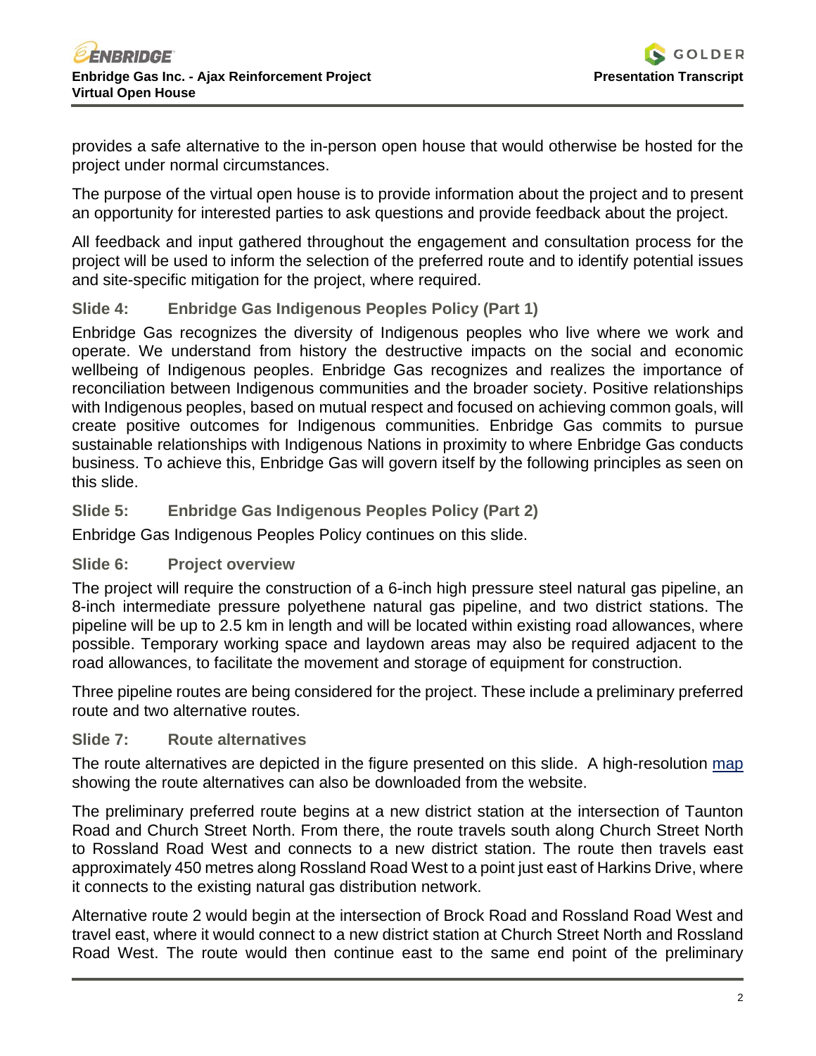provides a safe alternative to the in-person open house that would otherwise be hosted for the project under normal circumstances.

The purpose of the virtual open house is to provide information about the project and to present an opportunity for interested parties to ask questions and provide feedback about the project.

All feedback and input gathered throughout the engagement and consultation process for the project will be used to inform the selection of the preferred route and to identify potential issues and site-specific mitigation for the project, where required.

### Slide 4: Enbridge Gas Indigenous Peoples Policy (Part 1)

Enbridge Gas recognizes the diversity of Indigenous peoples who live where we work and operate. We understand from history the destructive impacts on the social and economic wellbeing of Indigenous peoples. Enbridge Gas recognizes and realizes the importance of reconciliation between Indigenous communities and the broader society. Positive relationships with Indigenous peoples, based on mutual respect and focused on achieving common goals, will create positive outcomes for Indigenous communities. Enbridge Gas commits to pursue sustainable relationships with Indigenous Nations in proximity to where Enbridge Gas conducts business. To achieve this, Enbridge Gas will govern itself by the following principles as seen on this slide.

### Slide 5: Enbridge Gas Indigenous Peoples Policy (Part 2)

Enbridge Gas Indigenous Peoples Policy continues on this slide.

### Slide 6: Project overview

The project will require the construction of a 6-inch high pressure steel natural gas pipeline, an 8-inch intermediate pressure polyethene natural gas pipeline, and two district stations. The pipeline will be up to 2.5 km in length and will be located within existing road allowances, where possible. Temporary working space and laydown areas may also be required adjacent to the road allowances, to facilitate the movement and storage of equipment for construction.

Three pipeline routes are being considered for the project. These include a preliminary preferred route and two alternative routes.

### Slide 7: Route alternatives

The route alternatives are depicted in the figure presented on this slide. A high-resolution map showing the route alternatives can also be downloaded from the website.

The preliminary preferred route begins at a new district station at the intersection of Taunton Road and Church Street North. From there, the route travels south along Church Street North to Rossland Road West and connects to a new district station. The route then travels east approximately 450 metres along Rossland Road West to a point just east of Harkins Drive, where it connects to the existing natural gas distribution network.

Alternative route 2 would begin at the intersection of Brock Road and Rossland Road West and travel east, where it would connect to a new district station at Church Street North and Rossland Road West. The route would then continue east to the same end point of the preliminary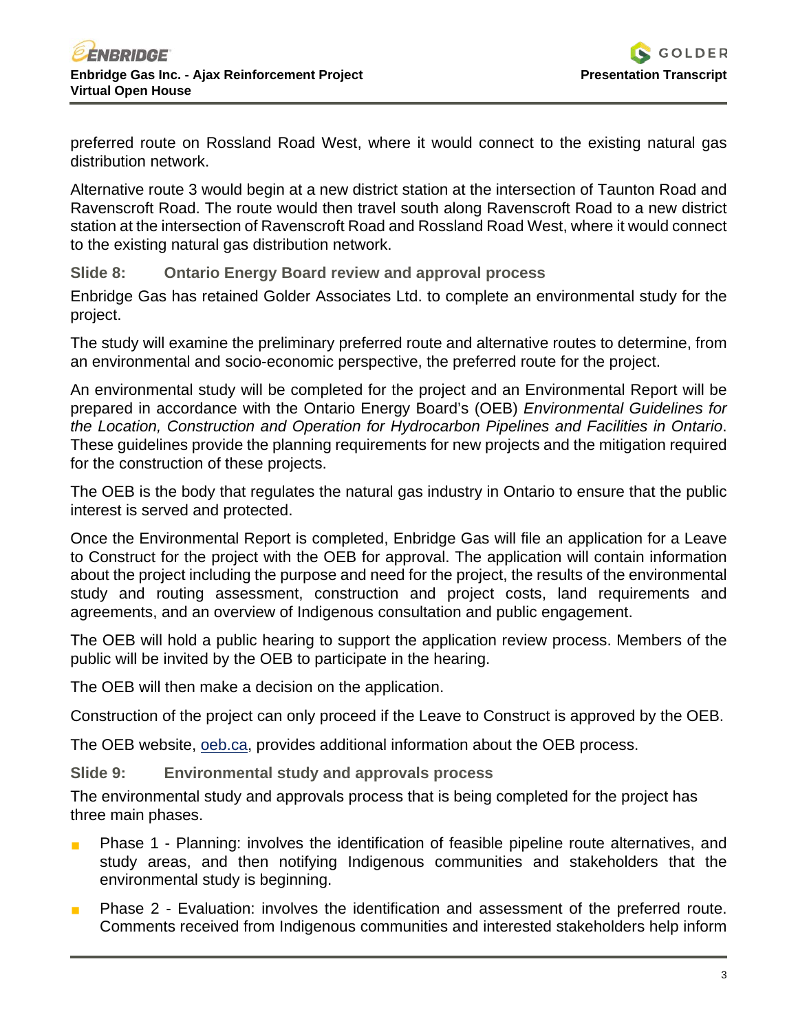preferred route on Rossland Road West, where it would connect to the existing natural gas distribution network.

Alternative route 3 would begin at a new district station at the intersection of Taunton Road and Ravenscroft Road. The route would then travel south along Ravenscroft Road to a new district station at the intersection of Ravenscroft Road and Rossland Road West, where it would connect to the existing natural gas distribution network.

### Slide 8: Ontario Energy Board review and approval process

Enbridge Gas has retained Golder Associates Ltd. to complete an environmental study for the project.

The study will examine the preliminary preferred route and alternative routes to determine, from an environmental and socio-economic perspective, the preferred route for the project.

An environmental study will be completed for the project and an Environmental Report will be prepared in accordance with the Ontario Energy Board's (OEB) *Environmental Guidelines for the Location, Construction and Operation for Hydrocarbon Pipelines and Facilities in Ontario*. These guidelines provide the planning requirements for new projects and the mitigation required for the construction of these projects.

The OEB is the body that regulates the natural gas industry in Ontario to ensure that the public interest is served and protected.

Once the Environmental Report is completed, Enbridge Gas will file an application for a Leave to Construct for the project with the OEB for approval. The application will contain information about the project including the purpose and need for the project, the results of the environmental study and routing assessment, construction and project costs, land requirements and agreements, and an overview of Indigenous consultation and public engagement.

The OEB will hold a public hearing to support the application review process. Members of the public will be invited by the OEB to participate in the hearing.

The OEB will then make a decision on the application.

Construction of the project can only proceed if the Leave to Construct is approved by the OEB.

The OEB website, oeb.ca, provides additional information about the OEB process.

### Slide 9: Environmental study and approvals process

The environmental study and approvals process that is being completed for the project has three main phases.

- Phase 1 - Planning: involves the identification of feasible pipeline route alternatives, and study areas, and then notifying Indigenous communities and stakeholders that the environmental study is beginning.
- Phase 2 - Evaluation: involves the identification and assessment of the preferred route. Comments received from Indigenous communities and interested stakeholders help inform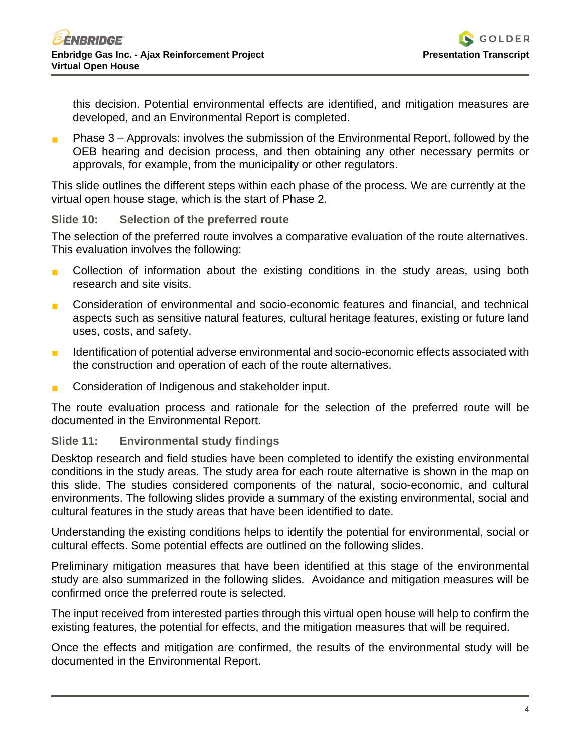this decision. Potential environmental effects are identified, and mitigation measures are developed, and an Environmental Report is completed.

- Phase 3 – Approvals: involves the submission of the Environmental Report, followed by the OEB hearing and decision process, and then obtaining any other necessary permits or approvals, for example, from the municipality or other regulators.

This slide outlines the different steps within each phase of the process. We are currently at the virtual open house stage, which is the start of Phase 2.

### Slide 10: Selection of the preferred route

The selection of the preferred route involves a comparative evaluation of the route alternatives. This evaluation involves the following:

- Collection of information about the existing conditions in the study areas, using both research and site visits.
- Consideration of environmental and socio-economic features and financial, and technical aspects such as sensitive natural features, cultural heritage features, existing or future land uses, costs, and safety.
- Identification of potential adverse environmental and socio-economic effects associated with the construction and operation of each of the route alternatives.
- Consideration of Indigenous and stakeholder input.

The route evaluation process and rationale for the selection of the preferred route will be documented in the Environmental Report.

### Slide 11: Environmental study findings

Desktop research and field studies have been completed to identify the existing environmental conditions in the study areas. The study area for each route alternative is shown in the map on this slide. The studies considered components of the natural, socio-economic, and cultural environments. The following slides provide a summary of the existing environmental, social and cultural features in the study areas that have been identified to date.

Understanding the existing conditions helps to identify the potential for environmental, social or cultural effects. Some potential effects are outlined on the following slides.

Preliminary mitigation measures that have been identified at this stage of the environmental study are also summarized in the following slides. Avoidance and mitigation measures will be confirmed once the preferred route is selected.

The input received from interested parties through this virtual open house will help to confirm the existing features, the potential for effects, and the mitigation measures that will be required.

Once the effects and mitigation are confirmed, the results of the environmental study will be documented in the Environmental Report.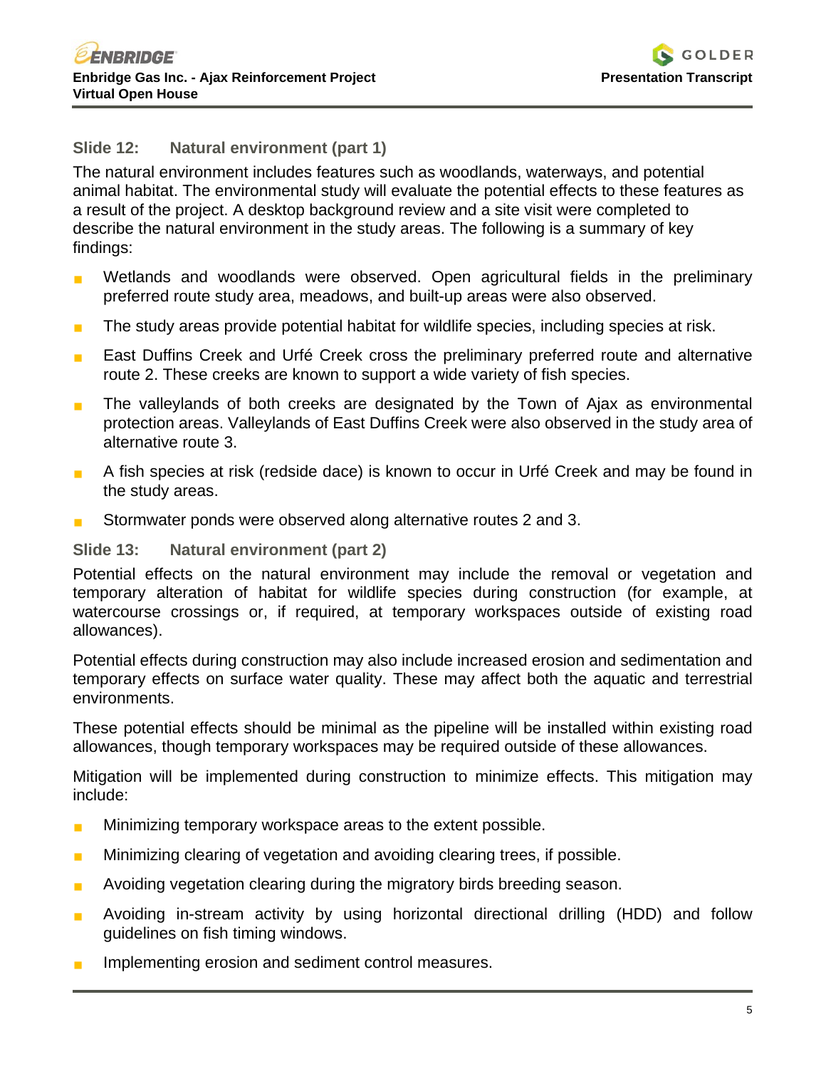### Slide 12: Natural environment (part 1)

The natural environment includes features such as woodlands, waterways, and potential animal habitat. The environmental study will evaluate the potential effects to these features as a result of the project. A desktop background review and a site visit were completed to describe the natural environment in the study areas. The following is a summary of key findings:

- Wetlands and woodlands were observed. Open agricultural fields in the preliminary preferred route study area, meadows, and built-up areas were also observed.
- The study areas provide potential habitat for wildlife species, including species at risk.
- East Duffins Creek and Urfé Creek cross the preliminary preferred route and alternative route 2. These creeks are known to support a wide variety of fish species.
- The valleylands of both creeks are designated by the Town of Ajax as environmental protection areas. Valleylands of East Duffins Creek were also observed in the study area of alternative route 3.
- A fish species at risk (redside dace) is known to occur in Urfé Creek and may be found in the study areas.
- Stormwater ponds were observed along alternative routes 2 and 3.

### Slide 13: Natural environment (part 2)

Potential effects on the natural environment may include the removal or vegetation and temporary alteration of habitat for wildlife species during construction (for example, at watercourse crossings or, if required, at temporary workspaces outside of existing road allowances).

Potential effects during construction may also include increased erosion and sedimentation and temporary effects on surface water quality. These may affect both the aquatic and terrestrial environments.

These potential effects should be minimal as the pipeline will be installed within existing road allowances, though temporary workspaces may be required outside of these allowances.

Mitigation will be implemented during construction to minimize effects. This mitigation may include:

- Minimizing temporary workspace areas to the extent possible.
- Minimizing clearing of vegetation and avoiding clearing trees, if possible.
- Avoiding vegetation clearing during the migratory birds breeding season.
- Avoiding in-stream activity by using horizontal directional drilling (HDD) and follow guidelines on fish timing windows.
- Implementing erosion and sediment control measures.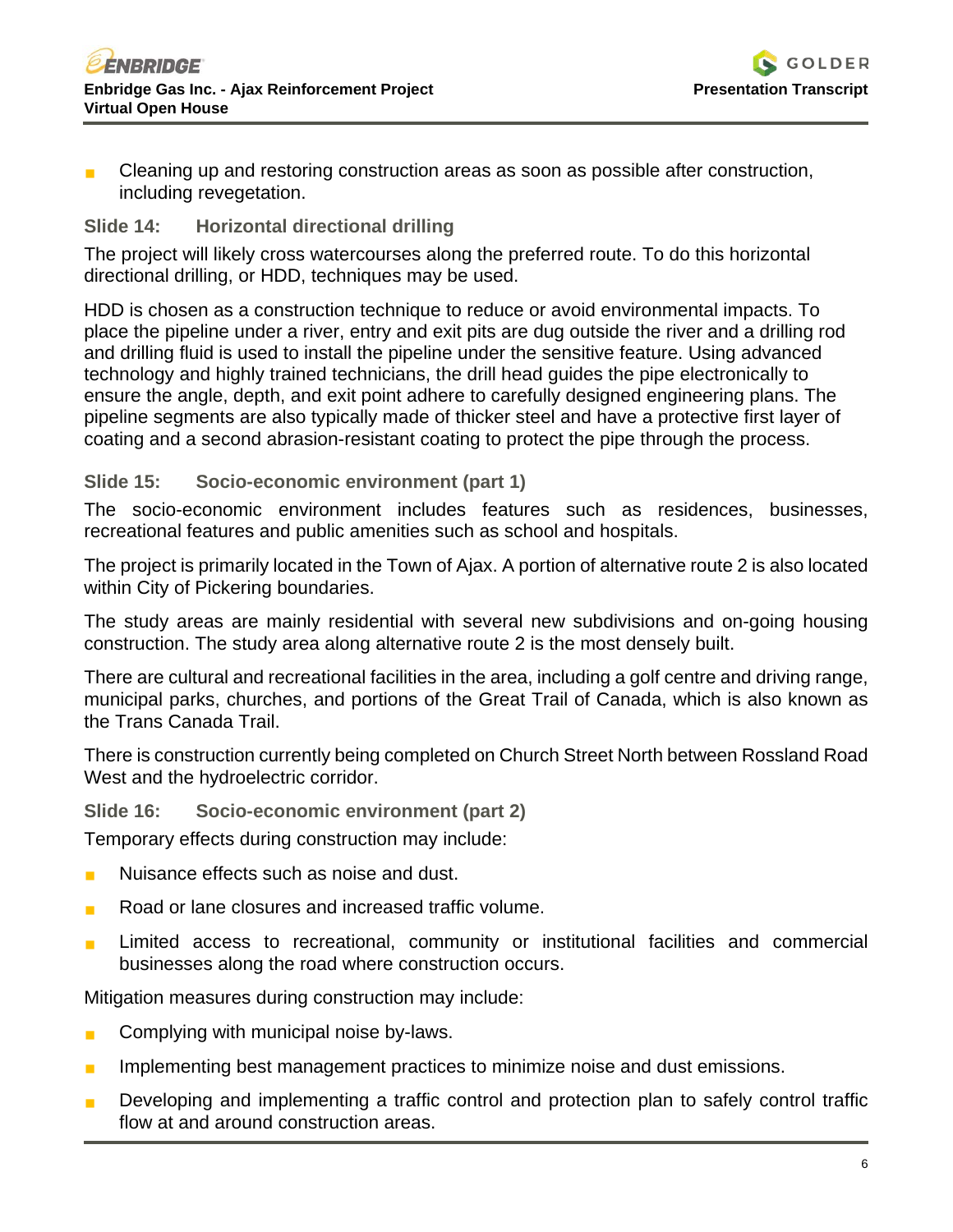- Cleaning up and restoring construction areas as soon as possible after construction, including revegetation.

### Slide 14: Horizontal directional drilling

The project will likely cross watercourses along the preferred route. To do this horizontal directional drilling, or HDD, techniques may be used.

HDD is chosen as a construction technique to reduce or avoid environmental impacts. To place the pipeline under a river, entry and exit pits are dug outside the river and a drilling rod and drilling fluid is used to install the pipeline under the sensitive feature. Using advanced technology and highly trained technicians, the drill head guides the pipe electronically to ensure the angle, depth, and exit point adhere to carefully designed engineering plans. The pipeline segments are also typically made of thicker steel and have a protective first layer of coating and a second abrasion-resistant coating to protect the pipe through the process.

### Slide 15: Socio-economic environment (part 1)

The socio-economic environment includes features such as residences, businesses, recreational features and public amenities such as school and hospitals.

The project is primarily located in the Town of Ajax. A portion of alternative route 2 is also located within City of Pickering boundaries.

The study areas are mainly residential with several new subdivisions and on-going housing construction. The study area along alternative route 2 is the most densely built.

There are cultural and recreational facilities in the area, including a golf centre and driving range, municipal parks, churches, and portions of the Great Trail of Canada, which is also known as the Trans Canada Trail.

There is construction currently being completed on Church Street North between Rossland Road West and the hydroelectric corridor.

### Slide 16: Socio-economic environment (part 2)

Temporary effects during construction may include:

- Nuisance effects such as noise and dust.
- Road or lane closures and increased traffic volume.
- Limited access to recreational, community or institutional facilities and commercial businesses along the road where construction occurs.

Mitigation measures during construction may include:

- Complying with municipal noise by-laws.
- Implementing best management practices to minimize noise and dust emissions.
- Developing and implementing a traffic control and protection plan to safely control traffic flow at and around construction areas.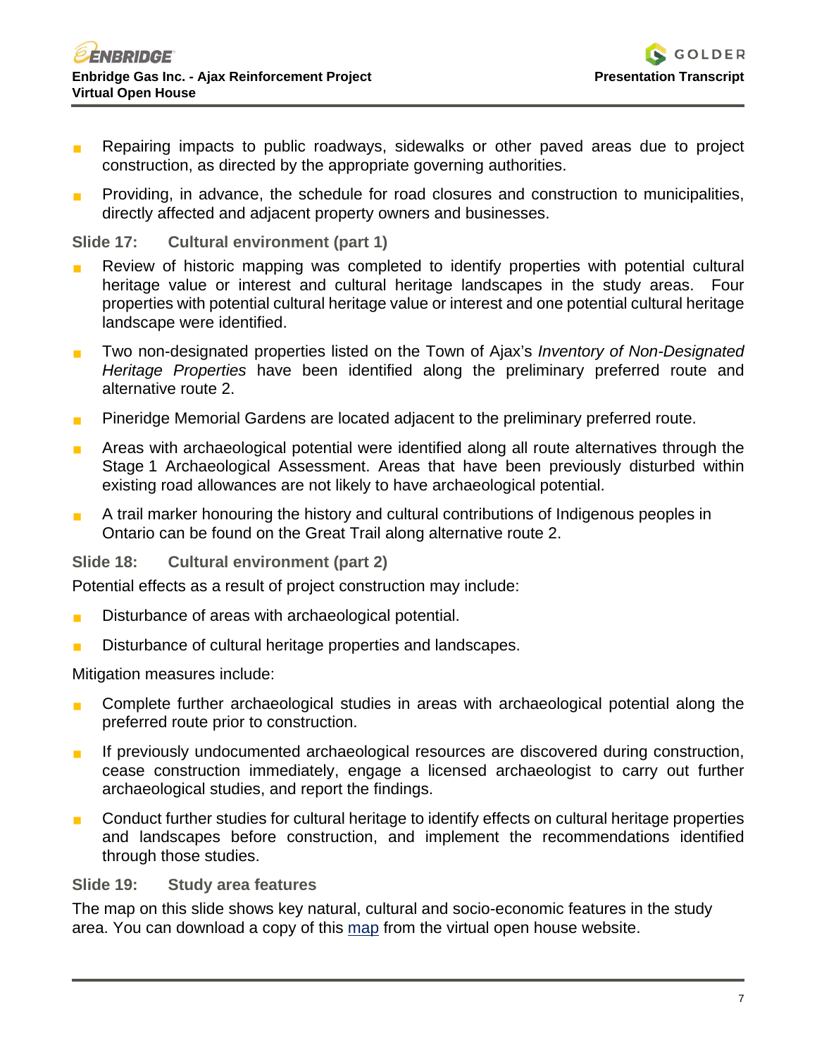- Repairing impacts to public roadways, sidewalks or other paved areas due to project construction, as directed by the appropriate governing authorities.
- Providing, in advance, the schedule for road closures and construction to municipalities, directly affected and adjacent property owners and businesses.

### Slide 17: Cultural environment (part 1)

- Review of historic mapping was completed to identify properties with potential cultural heritage value or interest and cultural heritage landscapes in the study areas. Four properties with potential cultural heritage value or interest and one potential cultural heritage landscape were identified.
- Two non-designated properties listed on the Town of Ajax's *Inventory of Non-Designated Heritage Properties* have been identified along the preliminary preferred route and alternative route 2.
- Pineridge Memorial Gardens are located adjacent to the preliminary preferred route.
- Areas with archaeological potential were identified along all route alternatives through the Stage 1 Archaeological Assessment. Areas that have been previously disturbed within existing road allowances are not likely to have archaeological potential.
- A trail marker honouring the history and cultural contributions of Indigenous peoples in Ontario can be found on the Great Trail along alternative route 2.

### Slide 18: Cultural environment (part 2)

Potential effects as a result of project construction may include:

- Disturbance of areas with archaeological potential.
- Disturbance of cultural heritage properties and landscapes.

Mitigation measures include:

- Complete further archaeological studies in areas with archaeological potential along the preferred route prior to construction.
- If previously undocumented archaeological resources are discovered during construction, cease construction immediately, engage a licensed archaeologist to carry out further archaeological studies, and report the findings.
- Conduct further studies for cultural heritage to identify effects on cultural heritage properties and landscapes before construction, and implement the recommendations identified through those studies.

### Slide 19: Study area features

The map on this slide shows key natural, cultural and socio-economic features in the study area. You can download a copy of this map from the virtual open house website.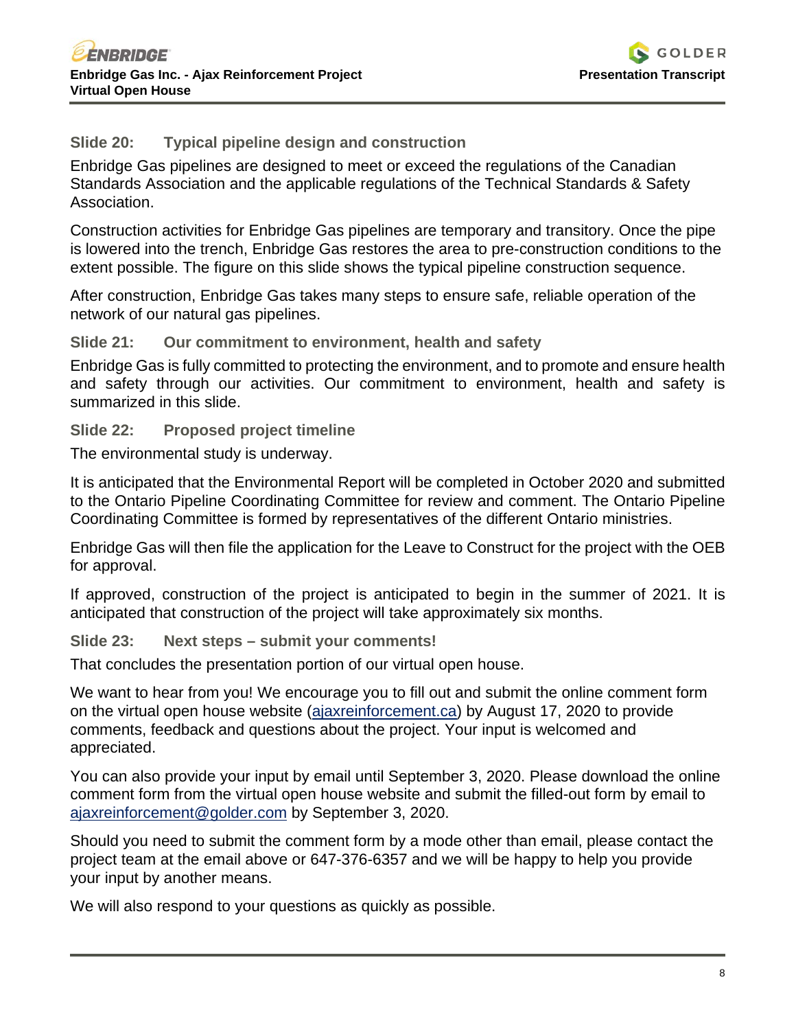### Slide 20: Typical pipeline design and construction

Enbridge Gas pipelines are designed to meet or exceed the regulations of the Canadian Standards Association and the applicable regulations of the Technical Standards & Safety Association.

Construction activities for Enbridge Gas pipelines are temporary and transitory. Once the pipe is lowered into the trench, Enbridge Gas restores the area to pre-construction conditions to the extent possible. The figure on this slide shows the typical pipeline construction sequence.

After construction, Enbridge Gas takes many steps to ensure safe, reliable operation of the network of our natural gas pipelines.

### Slide 21: Our commitment to environment, health and safety

Enbridge Gas is fully committed to protecting the environment, and to promote and ensure health and safety through our activities. Our commitment to environment, health and safety is summarized in this slide.

### Slide 22: Proposed project timeline

The environmental study is underway.

It is anticipated that the Environmental Report will be completed in October 2020 and submitted to the Ontario Pipeline Coordinating Committee for review and comment. The Ontario Pipeline Coordinating Committee is formed by representatives of the different Ontario ministries.

Enbridge Gas will then file the application for the Leave to Construct for the project with the OEB for approval.

If approved, construction of the project is anticipated to begin in the summer of 2021. It is anticipated that construction of the project will take approximately six months.

### Slide 23: Next steps – submit your comments!

That concludes the presentation portion of our virtual open house.

We want to hear from you! We encourage you to fill out and submit the online comment form on the virtual open house website (ajaxreinforcement.ca) by August 17, 2020 to provide comments, feedback and questions about the project. Your input is welcomed and appreciated.

You can also provide your input by email until September 3, 2020. Please download the online comment form from the virtual open house website and submit the filled-out form by email to ajaxreinforcement@golder.com by September 3, 2020.

Should you need to submit the comment form by a mode other than email, please contact the project team at the email above or 647-376-6357 and we will be happy to help you provide your input by another means.

We will also respond to your questions as quickly as possible.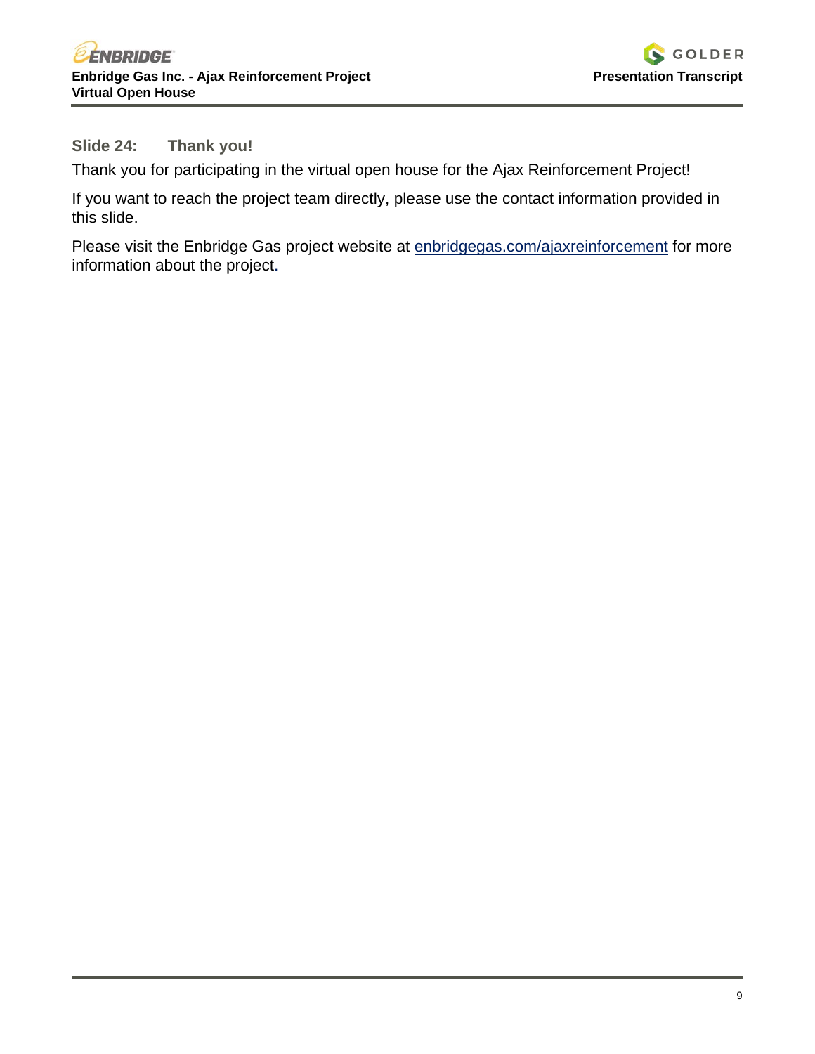## Slide 24: Thank you!

Thank you for participating in the virtual open house for the Ajax Reinforcement Project!

If you want to reach the project team directly, please use the contact information provided in this slide.

Please visit the Enbridge Gas project website at [enbridgegas.com/ajaxreinforcement](enbridgegas.com/ajaxreinforcement) for more information about the project.